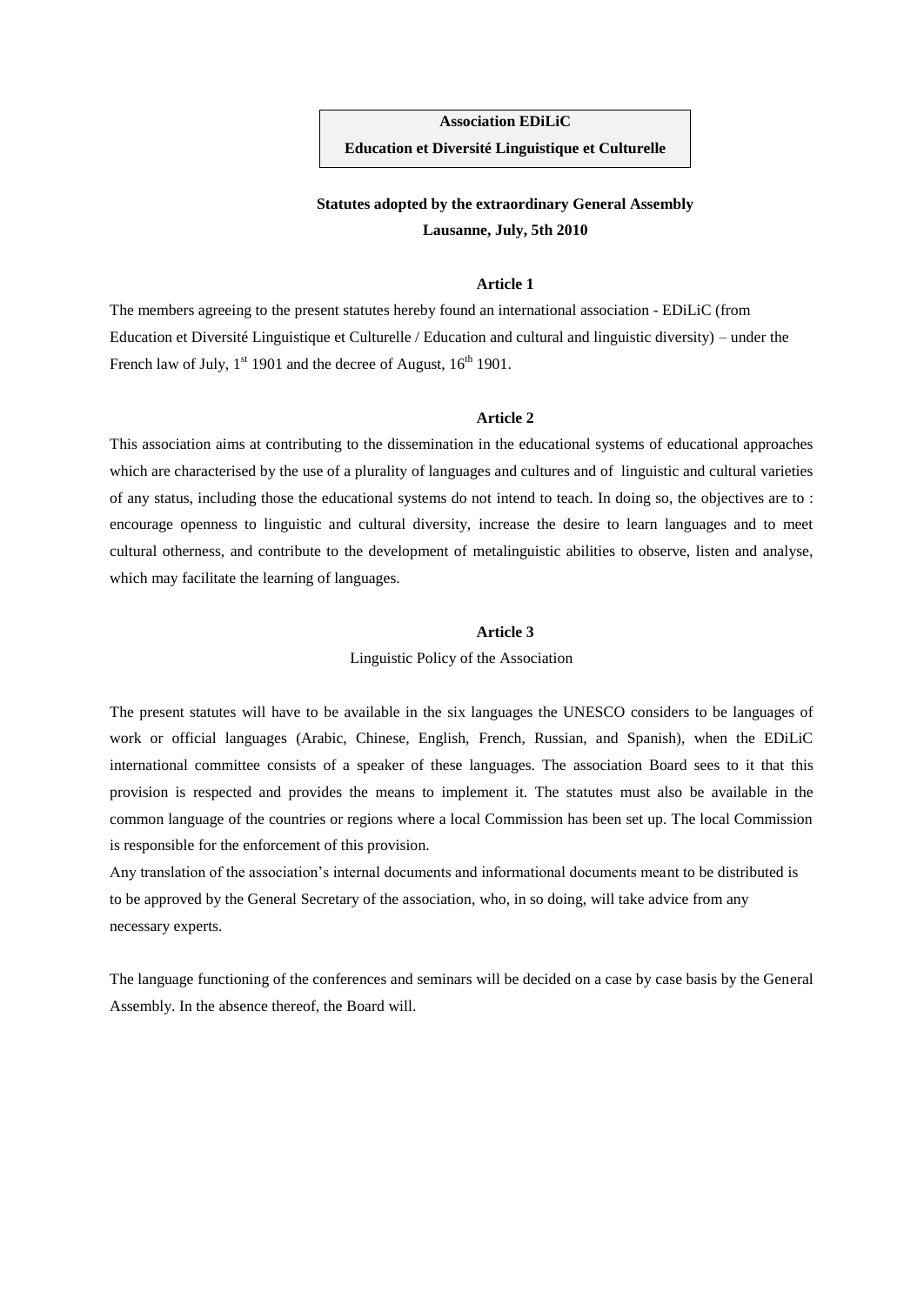**Association EDiLiC**

**Education et Diversité Linguistique et Culturelle**

**Statutes adopted by the extraordinary General Assembly**

**Lausanne, July, 5th 2010**

### Article 1

The members agreeing to the present statutes hereby found an international association - EDiLiC (from Education et Diversité Linguistique et Culturelle / Education and cultural and linguistic diversity) – under the French law of July, 1st 1901 and the decree of August, 16th 1901.

### Article 2

This association aims at contributing to the dissemination in the educational systems of educational approaches which are characterised by the use of a plurality of languages and cultures and of linguistic and cultural varieties of any status, including those the educational systems do not intend to teach. In doing so, the objectives are to : encourage openness to linguistic and cultural diversity, increase the desire to learn languages and to meet cultural otherness, and contribute to the development of metalinguistic abilities to observe, listen and analyse, which may facilitate the learning of languages.

### Article 3

Linguistic Policy of the Association

The present statutes will have to be available in the six languages the UNESCO considers to be languages of work or official languages (Arabic, Chinese, English, French, Russian, and Spanish), when the EDiLiC international committee consists of a speaker of these languages. The association Board sees to it that this provision is respected and provides the means to implement it. The statutes must also be available in the common language of the countries or regions where a local Commission has been set up. The local Commission is responsible for the enforcement of this provision.

Any translation of the association's internal documents and informational documents meant to be distributed is to be approved by the General Secretary of the association, who, in so doing, will take advice from any necessary experts.

The language functioning of the conferences and seminars will be decided on a case by case basis by the General Assembly. In the absence thereof, the Board will.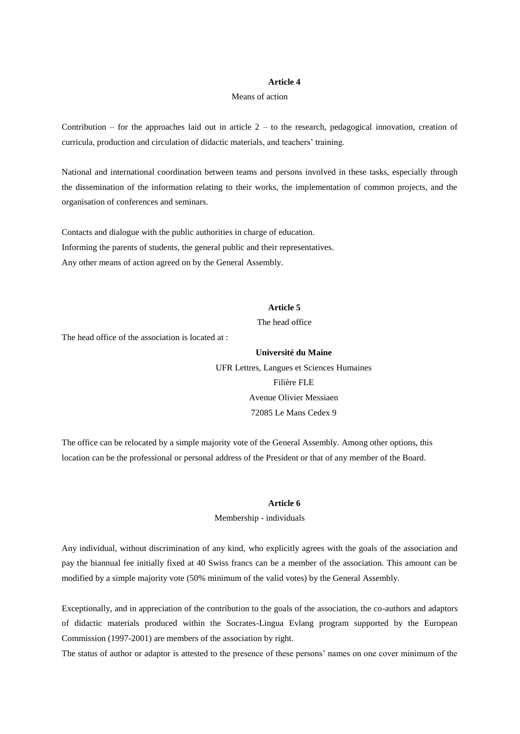**Article 4**

Means of action

Contribution – for the approaches laid out in article 2 – to the research, pedagogical innovation, creation of curricula, production and circulation of didactic materials, and teachers' training.

National and international coordination between teams and persons involved in these tasks, especially through the dissemination of the information relating to their works, the implementation of common projects, and the organisation of conferences and seminars.

Contacts and dialogue with the public authorities in charge of education.
Informing the parents of students, the general public and their representatives.
Any other means of action agreed on by the General Assembly.

**Article 5**

The head office

The head office of the association is located at :

**Université du Maine**
UFR Lettres, Langues et Sciences Humaines
Filière FLE
Avenue Olivier Messiaen
72085 Le Mans Cedex 9

The office can be relocated by a simple majority vote of the General Assembly. Among other options, this location can be the professional or personal address of the President or that of any member of the Board.

**Article 6**

Membership - individuals

Any individual, without discrimination of any kind, who explicitly agrees with the goals of the association and pay the biannual fee initially fixed at 40 Swiss francs can be a member of the association. This amount can be modified by a simple majority vote (50% minimum of the valid votes) by the General Assembly.

Exceptionally, and in appreciation of the contribution to the goals of the association, the co-authors and adaptors of didactic materials produced within the Socrates-Lingua Evlang program supported by the European Commission (1997-2001) are members of the association by right.
The status of author or adaptor is attested to the presence of these persons' names on one cover minimum of the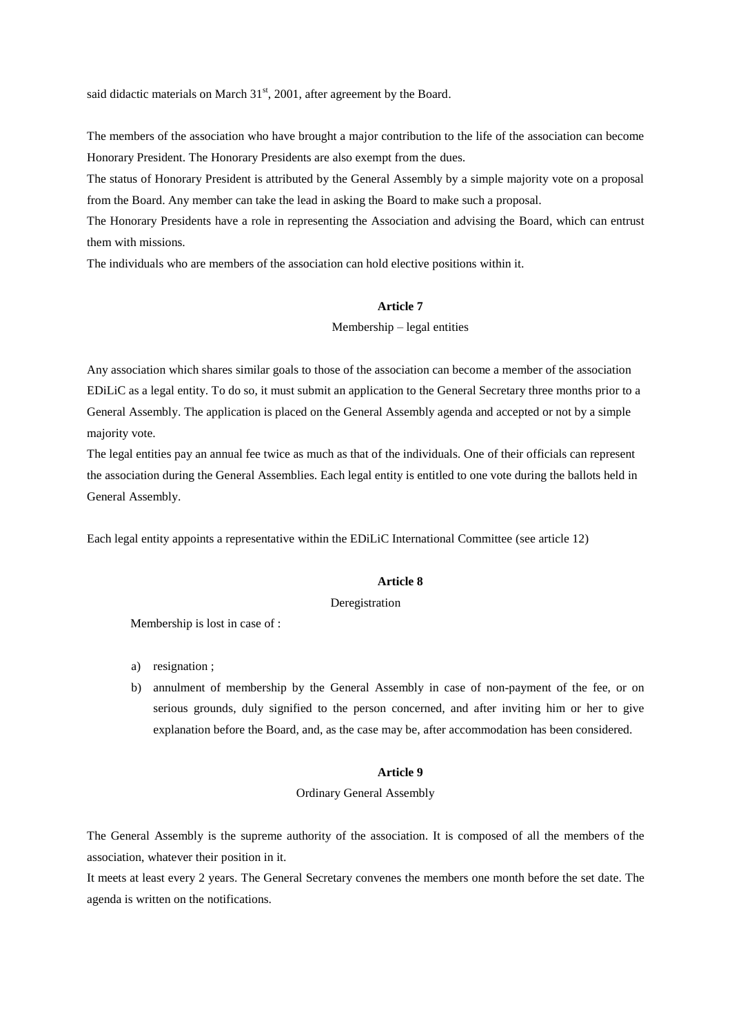said didactic materials on March 31st, 2001, after agreement by the Board.

The members of the association who have brought a major contribution to the life of the association can become Honorary President. The Honorary Presidents are also exempt from the dues.

The status of Honorary President is attributed by the General Assembly by a simple majority vote on a proposal from the Board. Any member can take the lead in asking the Board to make such a proposal.

The Honorary Presidents have a role in representing the Association and advising the Board, which can entrust them with missions.

The individuals who are members of the association can hold elective positions within it.

**Article 7**

Membership – legal entities

Any association which shares similar goals to those of the association can become a member of the association EDiLiC as a legal entity. To do so, it must submit an application to the General Secretary three months prior to a General Assembly. The application is placed on the General Assembly agenda and accepted or not by a simple majority vote.

The legal entities pay an annual fee twice as much as that of the individuals. One of their officials can represent the association during the General Assemblies. Each legal entity is entitled to one vote during the ballots held in General Assembly.

Each legal entity appoints a representative within the EDiLiC International Committee (see article 12)

**Article 8**

Deregistration

Membership is lost in case of :

a) resignation ;
b) annulment of membership by the General Assembly in case of non-payment of the fee, or on serious grounds, duly signified to the person concerned, and after inviting him or her to give explanation before the Board, and, as the case may be, after accommodation has been considered.

**Article 9**

Ordinary General Assembly

The General Assembly is the supreme authority of the association. It is composed of all the members of the association, whatever their position in it.

It meets at least every 2 years. The General Secretary convenes the members one month before the set date. The agenda is written on the notifications.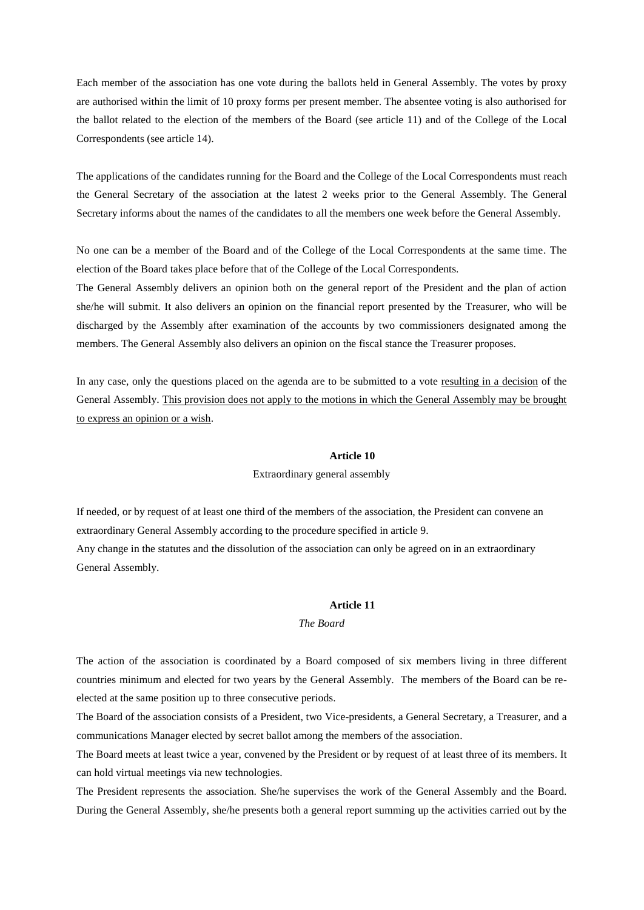Each member of the association has one vote during the ballots held in General Assembly. The votes by proxy are authorised within the limit of 10 proxy forms per present member. The absentee voting is also authorised for the ballot related to the election of the members of the Board (see article 11) and of the College of the Local Correspondents (see article 14).

The applications of the candidates running for the Board and the College of the Local Correspondents must reach the General Secretary of the association at the latest 2 weeks prior to the General Assembly. The General Secretary informs about the names of the candidates to all the members one week before the General Assembly.

No one can be a member of the Board and of the College of the Local Correspondents at the same time. The election of the Board takes place before that of the College of the Local Correspondents.

The General Assembly delivers an opinion both on the general report of the President and the plan of action she/he will submit. It also delivers an opinion on the financial report presented by the Treasurer, who will be discharged by the Assembly after examination of the accounts by two commissioners designated among the members. The General Assembly also delivers an opinion on the fiscal stance the Treasurer proposes.

In any case, only the questions placed on the agenda are to be submitted to a vote <u>resulting in a decision</u> of the General Assembly. <u>This provision does not apply to the motions in which the General Assembly may be brought to express an opinion or a wish</u>.

## Article 10

Extraordinary general assembly

If needed, or by request of at least one third of the members of the association, the President can convene an extraordinary General Assembly according to the procedure specified in article 9.

Any change in the statutes and the dissolution of the association can only be agreed on in an extraordinary General Assembly.

## Article 11

*The Board*

The action of the association is coordinated by a Board composed of six members living in three different countries minimum and elected for two years by the General Assembly. The members of the Board can be re-elected at the same position up to three consecutive periods.

The Board of the association consists of a President, two Vice-presidents, a General Secretary, a Treasurer, and a communications Manager elected by secret ballot among the members of the association.

The Board meets at least twice a year, convened by the President or by request of at least three of its members. It can hold virtual meetings via new technologies.

The President represents the association. She/he supervises the work of the General Assembly and the Board. During the General Assembly, she/he presents both a general report summing up the activities carried out by the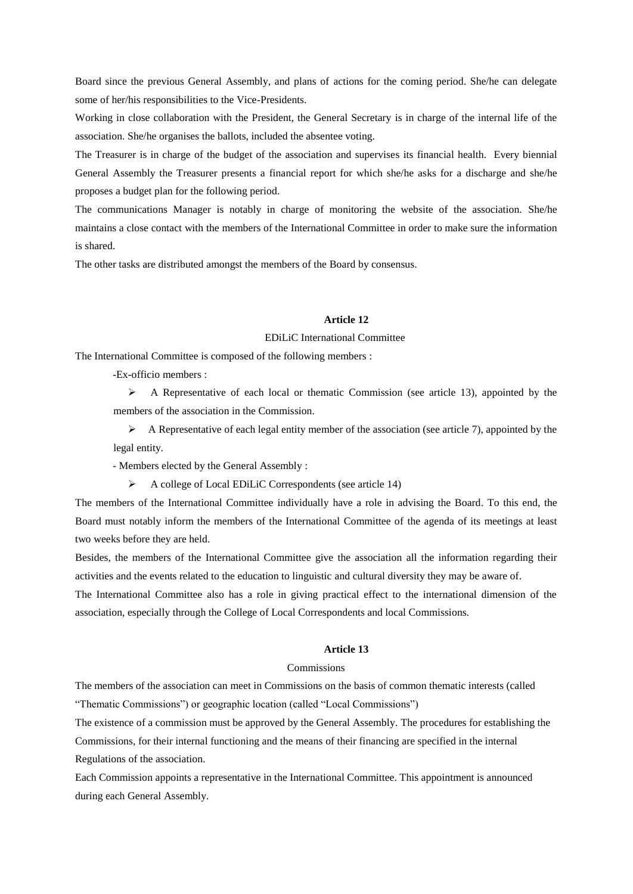Board since the previous General Assembly, and plans of actions for the coming period. She/he can delegate some of her/his responsibilities to the Vice-Presidents.

Working in close collaboration with the President, the General Secretary is in charge of the internal life of the association. She/he organises the ballots, included the absentee voting.

The Treasurer is in charge of the budget of the association and supervises its financial health. Every biennial General Assembly the Treasurer presents a financial report for which she/he asks for a discharge and she/he proposes a budget plan for the following period.

The communications Manager is notably in charge of monitoring the website of the association. She/he maintains a close contact with the members of the International Committee in order to make sure the information is shared.

The other tasks are distributed amongst the members of the Board by consensus.

## Article 12

EDiLiC International Committee

The International Committee is composed of the following members :

-Ex-officio members :

- A Representative of each local or thematic Commission (see article 13), appointed by the members of the association in the Commission.
- A Representative of each legal entity member of the association (see article 7), appointed by the legal entity.

- Members elected by the General Assembly :

- A college of Local EDiLiC Correspondents (see article 14)

The members of the International Committee individually have a role in advising the Board. To this end, the Board must notably inform the members of the International Committee of the agenda of its meetings at least two weeks before they are held.

Besides, the members of the International Committee give the association all the information regarding their activities and the events related to the education to linguistic and cultural diversity they may be aware of.

The International Committee also has a role in giving practical effect to the international dimension of the association, especially through the College of Local Correspondents and local Commissions.

## Article 13

Commissions

The members of the association can meet in Commissions on the basis of common thematic interests (called "Thematic Commissions") or geographic location (called "Local Commissions")

The existence of a commission must be approved by the General Assembly. The procedures for establishing the Commissions, for their internal functioning and the means of their financing are specified in the internal Regulations of the association.

Each Commission appoints a representative in the International Committee. This appointment is announced during each General Assembly.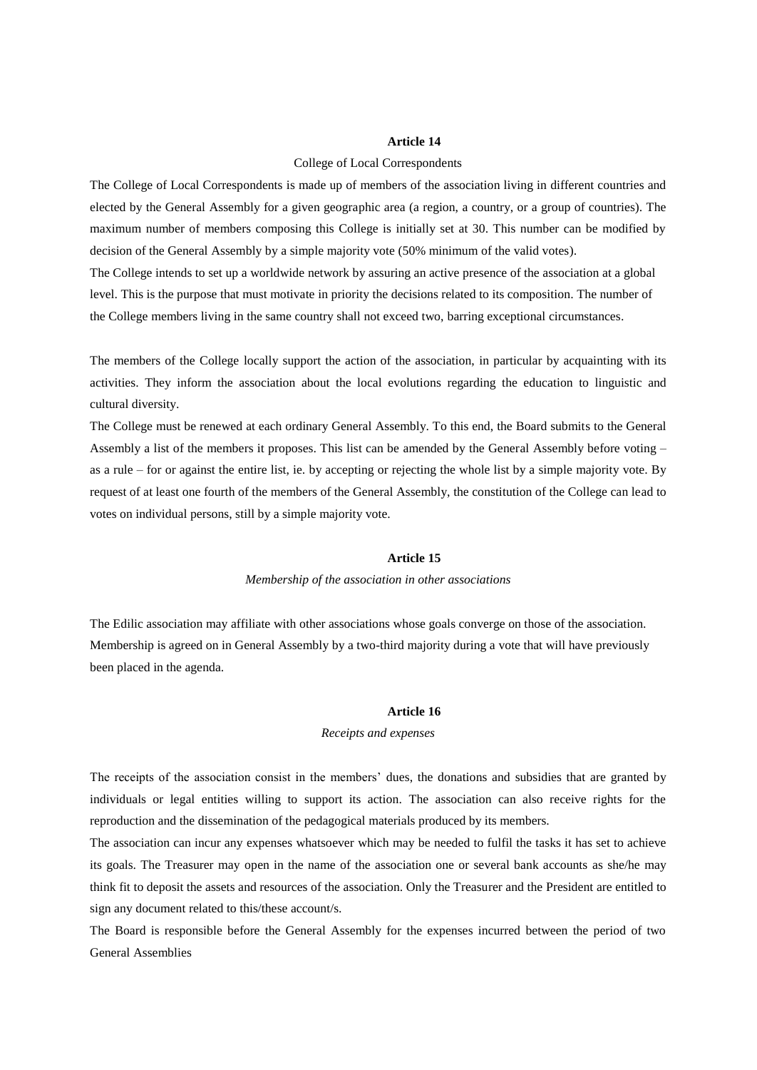## Article 14

College of Local Correspondents

The College of Local Correspondents is made up of members of the association living in different countries and elected by the General Assembly for a given geographic area (a region, a country, or a group of countries). The maximum number of members composing this College is initially set at 30. This number can be modified by decision of the General Assembly by a simple majority vote (50% minimum of the valid votes).

The College intends to set up a worldwide network by assuring an active presence of the association at a global level. This is the purpose that must motivate in priority the decisions related to its composition. The number of the College members living in the same country shall not exceed two, barring exceptional circumstances.

The members of the College locally support the action of the association, in particular by acquainting with its activities. They inform the association about the local evolutions regarding the education to linguistic and cultural diversity.

The College must be renewed at each ordinary General Assembly. To this end, the Board submits to the General Assembly a list of the members it proposes. This list can be amended by the General Assembly before voting – as a rule – for or against the entire list, ie. by accepting or rejecting the whole list by a simple majority vote. By request of at least one fourth of the members of the General Assembly, the constitution of the College can lead to votes on individual persons, still by a simple majority vote.

## Article 15

*Membership of the association in other associations*

The Edilic association may affiliate with other associations whose goals converge on those of the association. Membership is agreed on in General Assembly by a two-third majority during a vote that will have previously been placed in the agenda.

## Article 16

*Receipts and expenses*

The receipts of the association consist in the members' dues, the donations and subsidies that are granted by individuals or legal entities willing to support its action. The association can also receive rights for the reproduction and the dissemination of the pedagogical materials produced by its members.

The association can incur any expenses whatsoever which may be needed to fulfil the tasks it has set to achieve its goals. The Treasurer may open in the name of the association one or several bank accounts as she/he may think fit to deposit the assets and resources of the association. Only the Treasurer and the President are entitled to sign any document related to this/these account/s.

The Board is responsible before the General Assembly for the expenses incurred between the period of two General Assemblies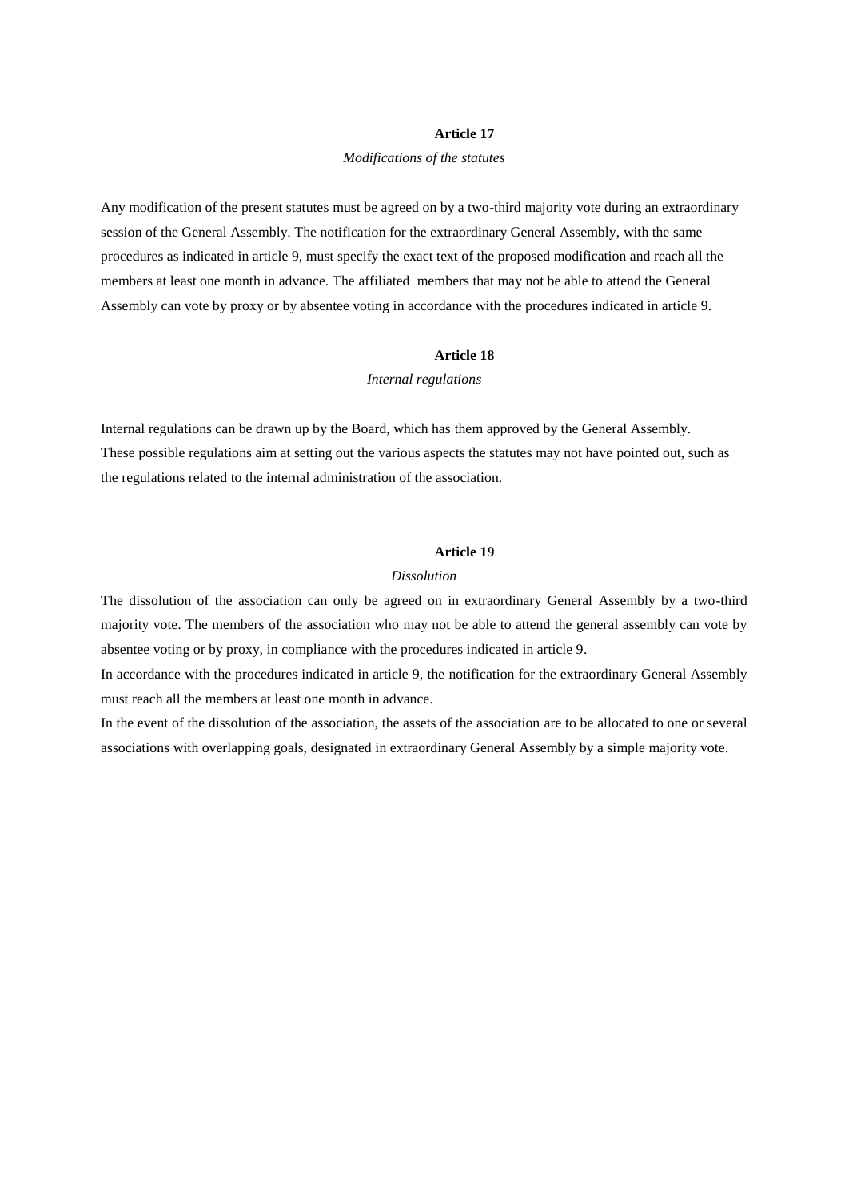### Article 17

*Modifications of the statutes*

Any modification of the present statutes must be agreed on by a two-third majority vote during an extraordinary session of the General Assembly. The notification for the extraordinary General Assembly, with the same procedures as indicated in article 9, must specify the exact text of the proposed modification and reach all the members at least one month in advance. The affiliated members that may not be able to attend the General Assembly can vote by proxy or by absentee voting in accordance with the procedures indicated in article 9.

### Article 18

*Internal regulations*

Internal regulations can be drawn up by the Board, which has them approved by the General Assembly. These possible regulations aim at setting out the various aspects the statutes may not have pointed out, such as the regulations related to the internal administration of the association.

### Article 19

*Dissolution*

The dissolution of the association can only be agreed on in extraordinary General Assembly by a two-third majority vote. The members of the association who may not be able to attend the general assembly can vote by absentee voting or by proxy, in compliance with the procedures indicated in article 9.

In accordance with the procedures indicated in article 9, the notification for the extraordinary General Assembly must reach all the members at least one month in advance.

In the event of the dissolution of the association, the assets of the association are to be allocated to one or several associations with overlapping goals, designated in extraordinary General Assembly by a simple majority vote.